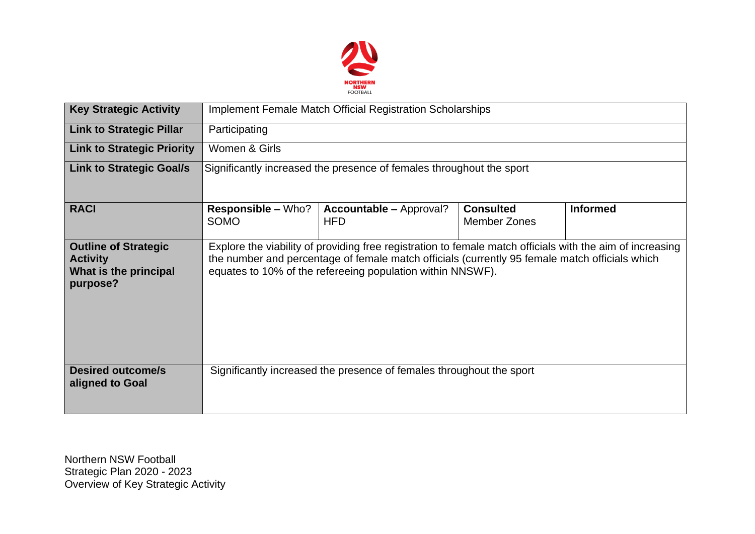| Key Strategic Activity | Implement Female Match Official Registration Scholarships | | | |
|---|---|---|---|---|
| **Link to Strategic Pillar** | Participating | | | |
| **Link to Strategic Priority** | Women & Girls | | | |
| **Link to Strategic Goal/s** | Significantly increased the presence of females throughout the sport | | | |
| **RACI** | **Responsible –** Who? SOMO | **Accountable –** Approval? HFD | **Consulted** Member Zones | **Informed** |
| **Outline of Strategic Activity What is the principal purpose?** | Explore the viability of providing free registration to female match officials with the aim of increasing the number and percentage of female match officials (currently 95 female match officials which equates to 10% of the refereeing population within NNSWF). | | | |
| **Desired outcome/s aligned to Goal** | Significantly increased the presence of females throughout the sport | | | |

Northern NSW Football
Strategic Plan 2020 - 2023
Overview of Key Strategic Activity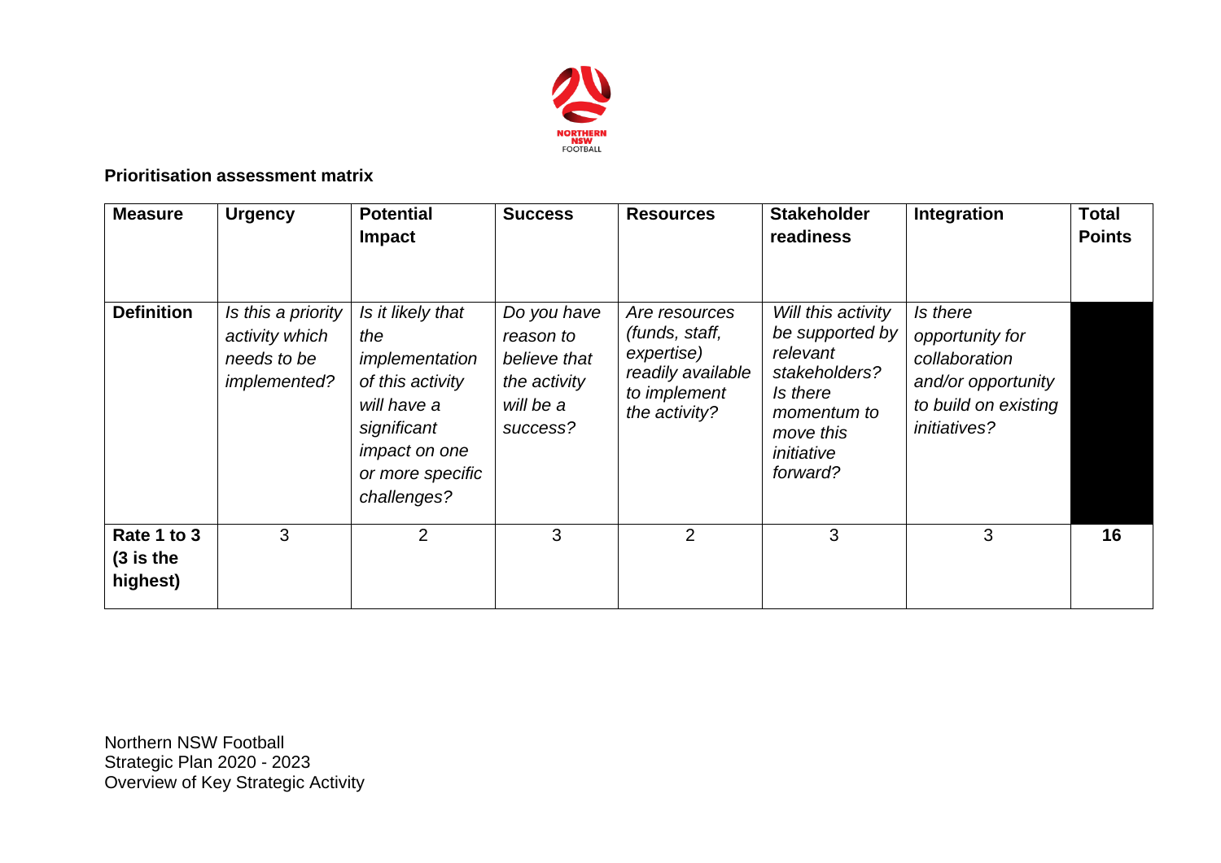**Prioritisation assessment matrix**

| Measure | Urgency | Potential Impact | Success | Resources | Stakeholder readiness | Integration | Total Points |
|---|---|---|---|---|---|---|---|
| **Definition** | *Is this a priority activity which needs to be implemented?* | *Is it likely that the implementation of this activity will have a significant impact on one or more specific challenges?* | *Do you have reason to believe that the activity will be a success?* | *Are resources (funds, staff, expertise) readily available to implement the activity?* | *Will this activity be supported by relevant stakeholders? Is there momentum to move this initiative forward?* | *Is there opportunity for collaboration and/or opportunity to build on existing initiatives?* | |
| **Rate 1 to 3 (3 is the highest)** | 3 | 2 | 3 | 2 | 3 | 3 | **16** |

Northern NSW Football
Strategic Plan 2020 - 2023
Overview of Key Strategic Activity